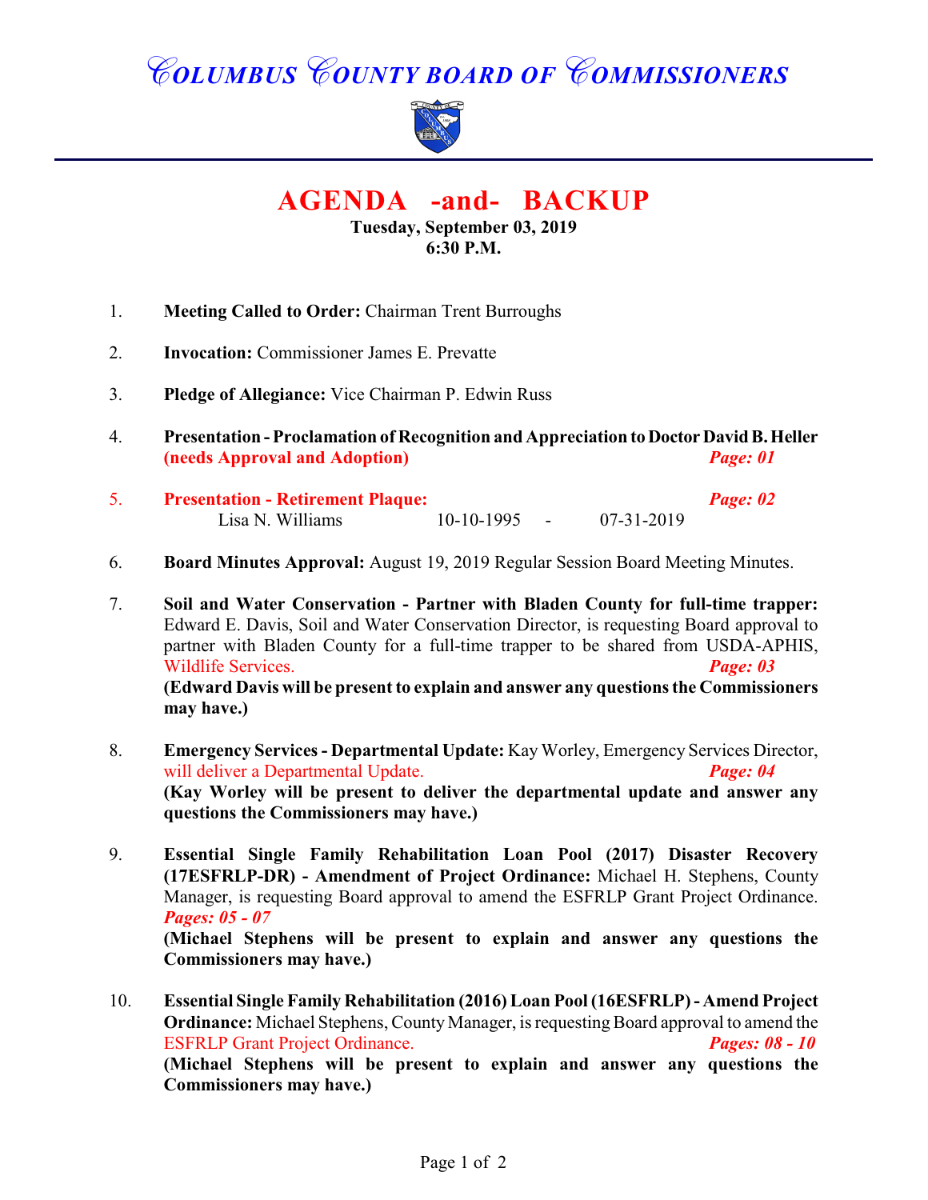# *COLUMBUS COUNTY BOARD OF COMMISSIONERS*

## AGENDA -and- BACKUP

**Tuesday, September 03, 2019**
**6:30 P.M.**

1. **Meeting Called to Order:** Chairman Trent Burroughs

2. **Invocation:** Commissioner James E. Prevatte

3. **Pledge of Allegiance:** Vice Chairman P. Edwin Russ

4. **Presentation - Proclamation of Recognition and Appreciation to Doctor David B. Heller** **(needs Approval and Adoption)** ***Page: 01***

5. **Presentation - Retirement Plaque:** ***Page: 02***
   Lisa N. Williams 10-10-1995 - 07-31-2019

6. **Board Minutes Approval:** August 19, 2019 Regular Session Board Meeting Minutes.

7. **Soil and Water Conservation - Partner with Bladen County for full-time trapper:** Edward E. Davis, Soil and Water Conservation Director, is requesting Board approval to partner with Bladen County for a full-time trapper to be shared from USDA-APHIS, Wildlife Services. ***Page: 03***
   **(Edward Davis will be present to explain and answer any questions the Commissioners may have.)**

8. **Emergency Services - Departmental Update:** Kay Worley, Emergency Services Director, will deliver a Departmental Update. ***Page: 04***
   **(Kay Worley will be present to deliver the departmental update and answer any questions the Commissioners may have.)**

9. **Essential Single Family Rehabilitation Loan Pool (2017) Disaster Recovery (17ESFRLP-DR) - Amendment of Project Ordinance:** Michael H. Stephens, County Manager, is requesting Board approval to amend the ESFRLP Grant Project Ordinance. ***Pages: 05 - 07***
   **(Michael Stephens will be present to explain and answer any questions the Commissioners may have.)**

10. **Essential Single Family Rehabilitation (2016) Loan Pool (16ESFRLP) - Amend Project Ordinance:** Michael Stephens, County Manager, is requesting Board approval to amend the ESFRLP Grant Project Ordinance. ***Pages: 08 - 10***
    **(Michael Stephens will be present to explain and answer any questions the Commissioners may have.)**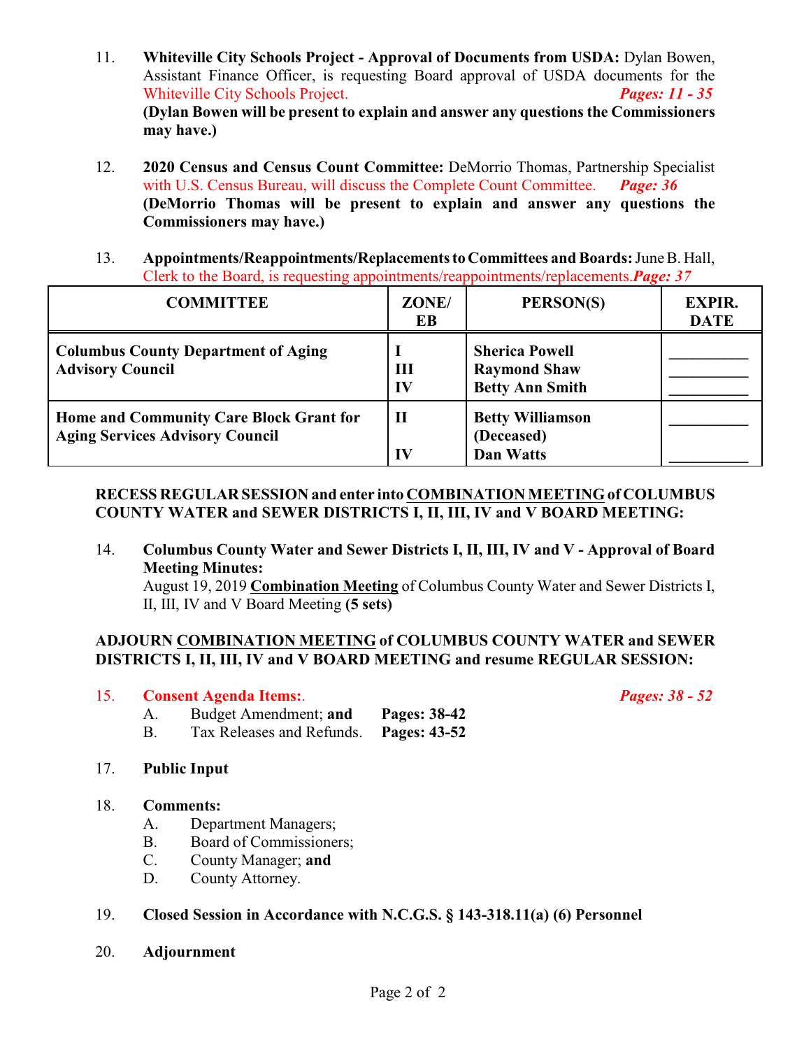11. **Whiteville City Schools Project - Approval of Documents from USDA:** Dylan Bowen, Assistant Finance Officer, is requesting Board approval of USDA documents for the Whiteville City Schools Project. ***Pages: 11 - 35***
    **(Dylan Bowen will be present to explain and answer any questions the Commissioners may have.)**

12. **2020 Census and Census Count Committee:** DeMorrio Thomas, Partnership Specialist with U.S. Census Bureau, will discuss the Complete Count Committee. ***Page: 36***
    **(DeMorrio Thomas will be present to explain and answer any questions the Commissioners may have.)**

13. **Appointments/Reappointments/Replacements to Committees and Boards:** June B. Hall, Clerk to the Board, is requesting appointments/reappointments/replacements. ***Page: 37***

| COMMITTEE | ZONE/ EB | PERSON(S) | EXPIR. DATE |
|---|---|---|---|
| **Columbus County Department of Aging Advisory Council** | **I**<br>**III**<br>**IV** | **Sherica Powell**<br>**Raymond Shaw**<br>**Betty Ann Smith** | __________<br>__________<br>__________ |
| **Home and Community Care Block Grant for Aging Services Advisory Council** | **II**<br><br>**IV** | **Betty Williamson (Deceased)**<br>**Dan Watts** | __________<br><br>__________ |

**RECESS REGULAR SESSION and enter into COMBINATION MEETING of COLUMBUS COUNTY WATER and SEWER DISTRICTS I, II, III, IV and V BOARD MEETING:**

14. **Columbus County Water and Sewer Districts I, II, III, IV and V - Approval of Board Meeting Minutes:**
    August 19, 2019 **Combination Meeting** of Columbus County Water and Sewer Districts I, II, III, IV and V Board Meeting **(5 sets)**

**ADJOURN COMBINATION MEETING of COLUMBUS COUNTY WATER and SEWER DISTRICTS I, II, III, IV and V BOARD MEETING and resume REGULAR SESSION:**

15. **Consent Agenda Items:**. ***Pages: 38 - 52***
    A. Budget Amendment; **and** **Pages: 38-42**
    B. Tax Releases and Refunds. **Pages: 43-52**

17. **Public Input**

18. **Comments:**
    A. Department Managers;
    B. Board of Commissioners;
    C. County Manager; **and**
    D. County Attorney.

19. **Closed Session in Accordance with N.C.G.S. § 143-318.11(a) (6) Personnel**

20. **Adjournment**